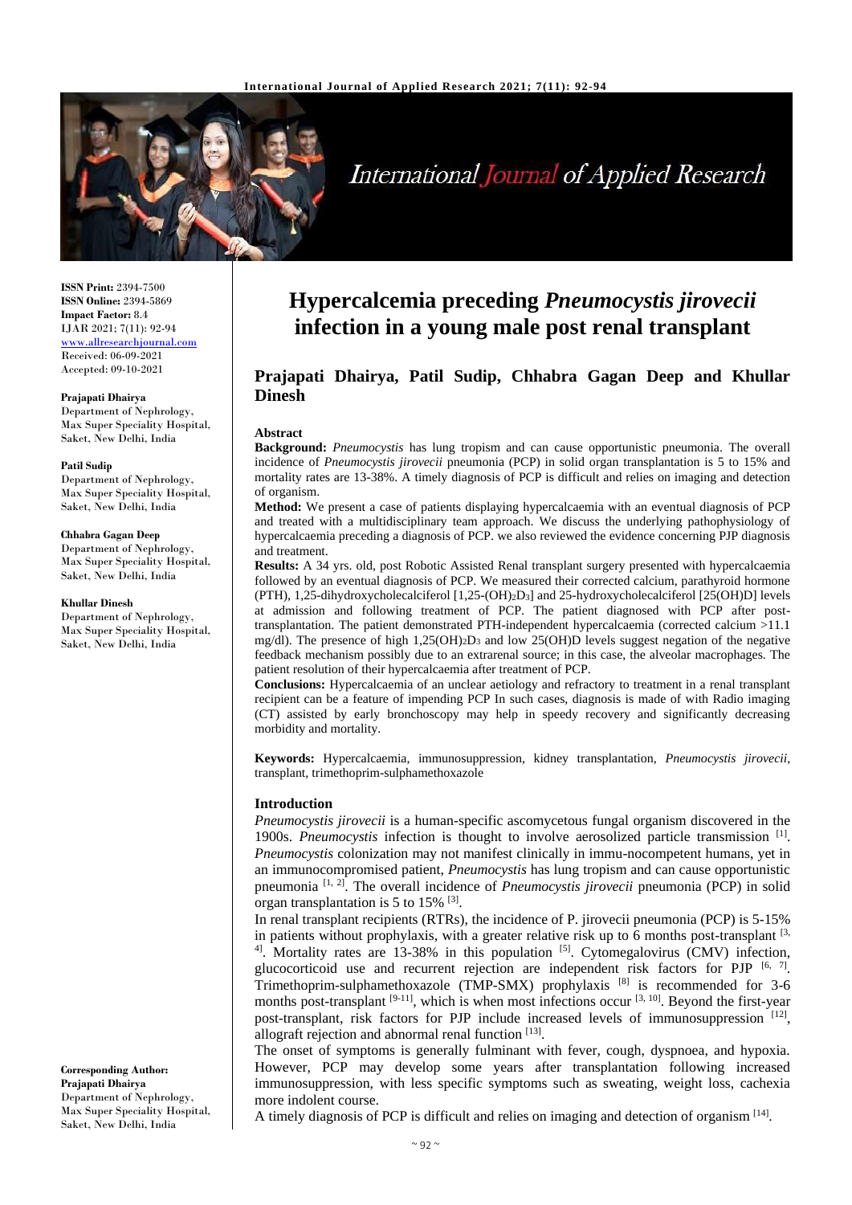# Hypercalcemia preceding *Pneumocystis jirovecii* infection in a young male post renal transplant

## Prajapati Dhairya, Patil Sudip, Chhabra Gagan Deep and Khullar Dinesh

**ISSN Print:** 2394-7500
**ISSN Online:** 2394-5869
**Impact Factor:** 8.4
IJAR 2021; 7(11): 92-94
www.allresearchjournal.com
Received: 06-09-2021
Accepted: 09-10-2021

**Prajapati Dhairya**
Department of Nephrology, Max Super Speciality Hospital, Saket, New Delhi, India

**Patil Sudip**
Department of Nephrology, Max Super Speciality Hospital, Saket, New Delhi, India

**Chhabra Gagan Deep**
Department of Nephrology, Max Super Speciality Hospital, Saket, New Delhi, India

**Khullar Dinesh**
Department of Nephrology, Max Super Speciality Hospital, Saket, New Delhi, India

**Corresponding Author:**
**Prajapati Dhairya**
Department of Nephrology, Max Super Speciality Hospital, Saket, New Delhi, India

### Abstract

**Background:** *Pneumocystis* has lung tropism and can cause opportunistic pneumonia. The overall incidence of *Pneumocystis jirovecii* pneumonia (PCP) in solid organ transplantation is 5 to 15% and mortality rates are 13-38%. A timely diagnosis of PCP is difficult and relies on imaging and detection of organism.

**Method:** We present a case of patients displaying hypercalcaemia with an eventual diagnosis of PCP and treated with a multidisciplinary team approach. We discuss the underlying pathophysiology of hypercalcaemia preceding a diagnosis of PCP. we also reviewed the evidence concerning PJP diagnosis and treatment.

**Results:** A 34 yrs. old, post Robotic Assisted Renal transplant surgery presented with hypercalcaemia followed by an eventual diagnosis of PCP. We measured their corrected calcium, parathyroid hormone (PTH), 1,25-dihydroxycholecalciferol [1,25-$(OH)_2D_3$] and 25-hydroxycholecalciferol [25(OH)D] levels at admission and following treatment of PCP. The patient diagnosed with PCP after post-transplantation. The patient demonstrated PTH-independent hypercalcaemia (corrected calcium >11.1 mg/dl). The presence of high $1,25(OH)_2D_3$ and low 25(OH)D levels suggest negation of the negative feedback mechanism possibly due to an extrarenal source; in this case, the alveolar macrophages. The patient resolution of their hypercalcaemia after treatment of PCP.

**Conclusions:** Hypercalcaemia of an unclear aetiology and refractory to treatment in a renal transplant recipient can be a feature of impending PCP In such cases, diagnosis is made of with Radio imaging (CT) assisted by early bronchoscopy may help in speedy recovery and significantly decreasing morbidity and mortality.

**Keywords:** Hypercalcaemia, immunosuppression, kidney transplantation, *Pneumocystis jirovecii*, transplant, trimethoprim-sulphamethoxazole

### Introduction

*Pneumocystis jirovecii* is a human-specific ascomycetous fungal organism discovered in the 1900s. *Pneumocystis* infection is thought to involve aerosolized particle transmission [1]. *Pneumocystis* colonization may not manifest clinically in immu-nocompetent humans, yet in an immunocompromised patient, *Pneumocystis* has lung tropism and can cause opportunistic pneumonia [1, 2]. The overall incidence of *Pneumocystis jirovecii* pneumonia (PCP) in solid organ transplantation is 5 to 15% [3].

In renal transplant recipients (RTRs), the incidence of P. jirovecii pneumonia (PCP) is 5-15% in patients without prophylaxis, with a greater relative risk up to 6 months post-transplant [3, 4]. Mortality rates are 13-38% in this population [5]. Cytomegalovirus (CMV) infection, glucocorticoid use and recurrent rejection are independent risk factors for PJP [6, 7]. Trimethoprim-sulphamethoxazole (TMP-SMX) prophylaxis [8] is recommended for 3-6 months post-transplant [9-11], which is when most infections occur [3, 10]. Beyond the first-year post-transplant, risk factors for PJP include increased levels of immunosuppression [12], allograft rejection and abnormal renal function [13].

The onset of symptoms is generally fulminant with fever, cough, dyspnoea, and hypoxia. However, PCP may develop some years after transplantation following increased immunosuppression, with less specific symptoms such as sweating, weight loss, cachexia more indolent course.

A timely diagnosis of PCP is difficult and relies on imaging and detection of organism [14].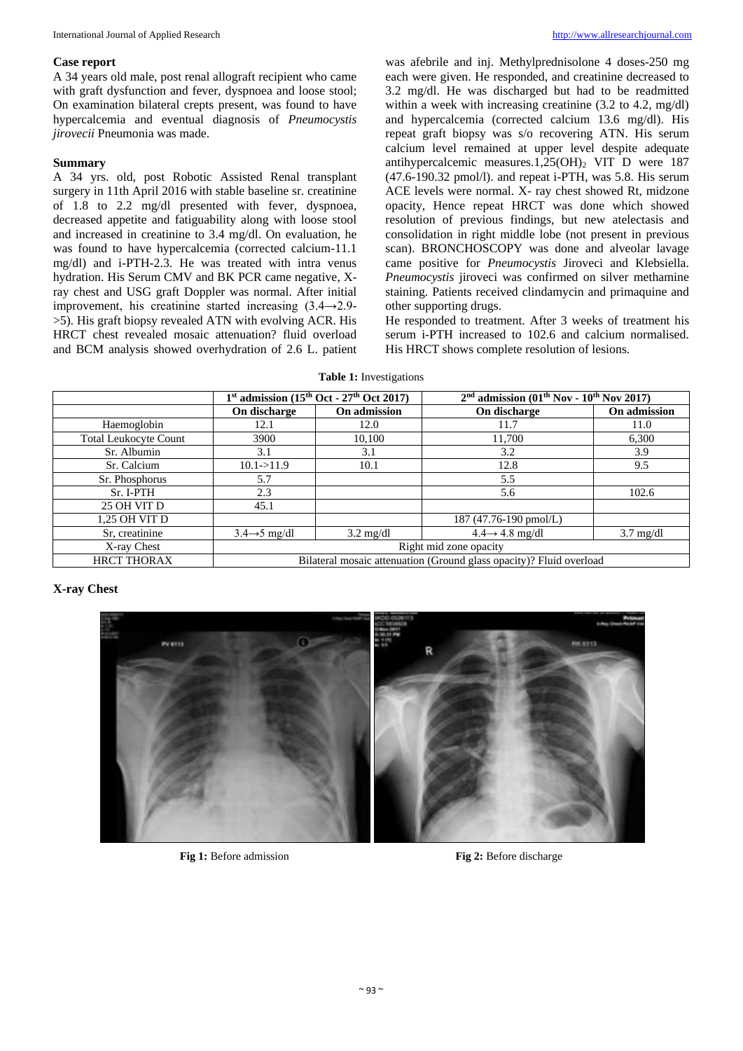### Case report

A 34 years old male, post renal allograft recipient who came with graft dysfunction and fever, dyspnoea and loose stool; On examination bilateral crepts present, was found to have hypercalcemia and eventual diagnosis of *Pneumocystis jirovecii* Pneumonia was made.

### Summary

A 34 yrs. old, post Robotic Assisted Renal transplant surgery in 11th April 2016 with stable baseline sr. creatinine of 1.8 to 2.2 mg/dl presented with fever, dyspnoea, decreased appetite and fatiguability along with loose stool and increased in creatinine to 3.4 mg/dl. On evaluation, he was found to have hypercalcemia (corrected calcium-11.1 mg/dl) and i-PTH-2.3. He was treated with intra venus hydration. His Serum CMV and BK PCR came negative, X-ray chest and USG graft Doppler was normal. After initial improvement, his creatinine started increasing (3.4→2.9->5). His graft biopsy revealed ATN with evolving ACR. His HRCT chest revealed mosaic attenuation? fluid overload and BCM analysis showed overhydration of 2.6 L. patient was afebrile and inj. Methylprednisolone 4 doses-250 mg each were given. He responded, and creatinine decreased to 3.2 mg/dl. He was discharged but had to be readmitted within a week with increasing creatinine (3.2 to 4.2, mg/dl) and hypercalcemia (corrected calcium 13.6 mg/dl). His repeat graft biopsy was s/o recovering ATN. His serum calcium level remained at upper level despite adequate antihypercalcemic measures.$1,25(OH)_2$ VIT D were 187 (47.6-190.32 pmol/l). and repeat i-PTH, was 5.8. His serum ACE levels were normal. X- ray chest showed Rt, midzone opacity, Hence repeat HRCT was done which showed resolution of previous findings, but new atelectasis and consolidation in right middle lobe (not present in previous scan). BRONCHOSCOPY was done and alveolar lavage came positive for *Pneumocystis* Jiroveci and Klebsiella. *Pneumocystis* jiroveci was confirmed on silver methamine staining. Patients received clindamycin and primaquine and other supporting drugs.

He responded to treatment. After 3 weeks of treatment his serum i-PTH increased to 102.6 and calcium normalised. His HRCT shows complete resolution of lesions.

**Table 1:** Investigations

| | 1st admission (15th Oct - 27th Oct 2017) | | 2nd admission (01th Nov - 10th Nov 2017) | |
|---|---|---|---|---|
| | **On discharge** | **On admission** | **On discharge** | **On admission** |
| Haemoglobin | 12.1 | 12.0 | 11.7 | 11.0 |
| Total Leukocyte Count | 3900 | 10,100 | 11,700 | 6,300 |
| Sr. Albumin | 3.1 | 3.1 | 3.2 | 3.9 |
| Sr. Calcium | 10.1->11.9 | 10.1 | 12.8 | 9.5 |
| Sr. Phosphorus | 5.7 | | 5.5 | |
| Sr. I-PTH | 2.3 | | 5.6 | 102.6 |
| 25 OH VIT D | 45.1 | | | |
| 1,25 OH VIT D | | | 187 (47.76-190 pmol/L) | |
| Sr, creatinine | 3.4→5 mg/dl | 3.2 mg/dl | 4.4→ 4.8 mg/dl | 3.7 mg/dl |
| X-ray Chest | Right mid zone opacity | | | |
| HRCT THORAX | Bilateral mosaic attenuation (Ground glass opacity)? Fluid overload | | | |

### X-ray Chest

**Fig 1:** Before admission

**Fig 2:** Before discharge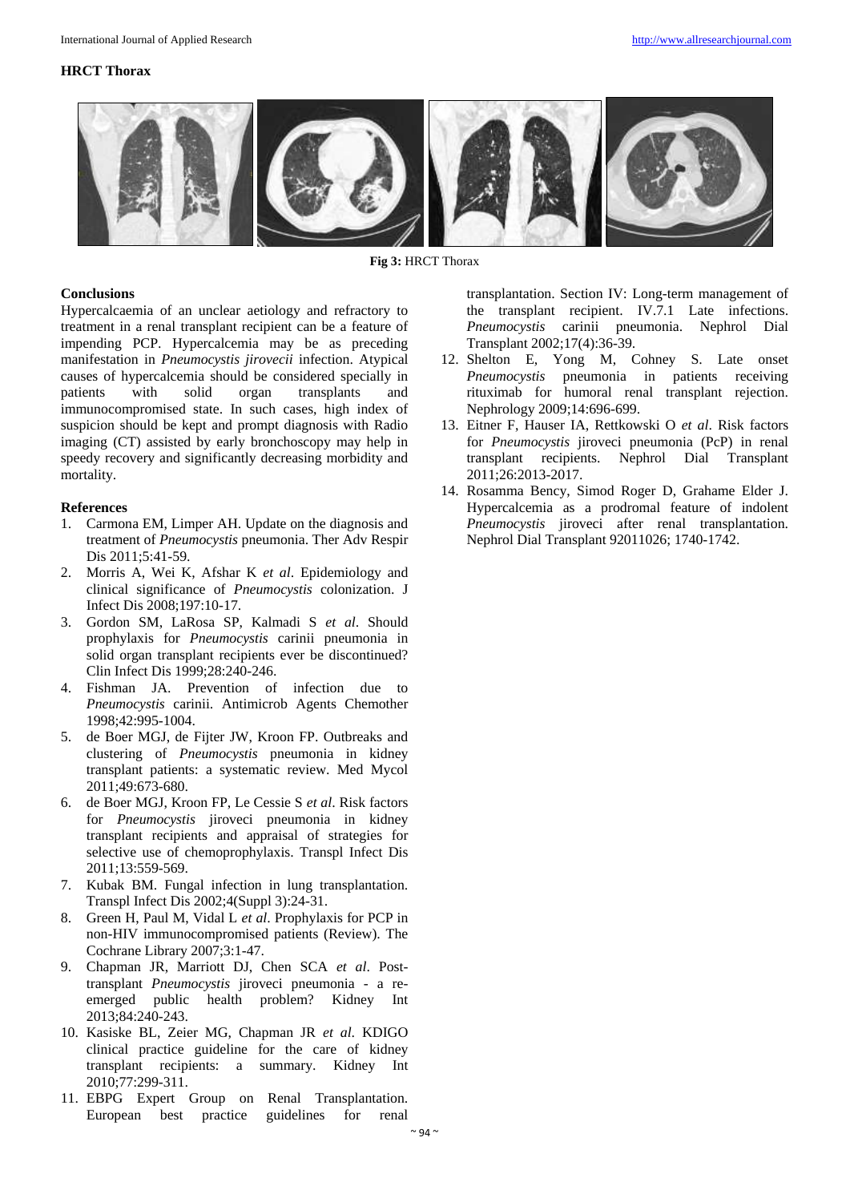**HRCT Thorax**

**Fig 3:** HRCT Thorax

**Conclusions**

Hypercalcaemia of an unclear aetiology and refractory to treatment in a renal transplant recipient can be a feature of impending PCP. Hypercalcemia may be as preceding manifestation in *Pneumocystis jirovecii* infection. Atypical causes of hypercalcemia should be considered specially in patients with solid organ transplants and immunocompromised state. In such cases, high index of suspicion should be kept and prompt diagnosis with Radio imaging (CT) assisted by early bronchoscopy may help in speedy recovery and significantly decreasing morbidity and mortality.

**References**

1. Carmona EM, Limper AH. Update on the diagnosis and treatment of *Pneumocystis* pneumonia. Ther Adv Respir Dis 2011;5:41-59.
2. Morris A, Wei K, Afshar K *et al*. Epidemiology and clinical significance of *Pneumocystis* colonization. J Infect Dis 2008;197:10-17.
3. Gordon SM, LaRosa SP, Kalmadi S *et al*. Should prophylaxis for *Pneumocystis* carinii pneumonia in solid organ transplant recipients ever be discontinued? Clin Infect Dis 1999;28:240-246.
4. Fishman JA. Prevention of infection due to *Pneumocystis* carinii. Antimicrob Agents Chemother 1998;42:995-1004.
5. de Boer MGJ, de Fijter JW, Kroon FP. Outbreaks and clustering of *Pneumocystis* pneumonia in kidney transplant patients: a systematic review. Med Mycol 2011;49:673-680.
6. de Boer MGJ, Kroon FP, Le Cessie S *et al*. Risk factors for *Pneumocystis* jiroveci pneumonia in kidney transplant recipients and appraisal of strategies for selective use of chemoprophylaxis. Transpl Infect Dis 2011;13:559-569.
7. Kubak BM. Fungal infection in lung transplantation. Transpl Infect Dis 2002;4(Suppl 3):24-31.
8. Green H, Paul M, Vidal L *et al*. Prophylaxis for PCP in non-HIV immunocompromised patients (Review). The Cochrane Library 2007;3:1-47.
9. Chapman JR, Marriott DJ, Chen SCA *et al*. Post-transplant *Pneumocystis* jiroveci pneumonia - a re-emerged public health problem? Kidney Int 2013;84:240-243.
10. Kasiske BL, Zeier MG, Chapman JR *et al.* KDIGO clinical practice guideline for the care of kidney transplant recipients: a summary. Kidney Int 2010;77:299-311.
11. EBPG Expert Group on Renal Transplantation. European best practice guidelines for renal transplantation. Section IV: Long-term management of the transplant recipient. IV.7.1 Late infections. *Pneumocystis* carinii pneumonia. Nephrol Dial Transplant 2002;17(4):36-39.
12. Shelton E, Yong M, Cohney S. Late onset *Pneumocystis* pneumonia in patients receiving rituximab for humoral renal transplant rejection. Nephrology 2009;14:696-699.
13. Eitner F, Hauser IA, Rettkowski O *et al*. Risk factors for *Pneumocystis* jiroveci pneumonia (PcP) in renal transplant recipients. Nephrol Dial Transplant 2011;26:2013-2017.
14. Rosamma Bency, Simod Roger D, Grahame Elder J. Hypercalcemia as a prodromal feature of indolent *Pneumocystis* jiroveci after renal transplantation. Nephrol Dial Transplant 92011026; 1740-1742.